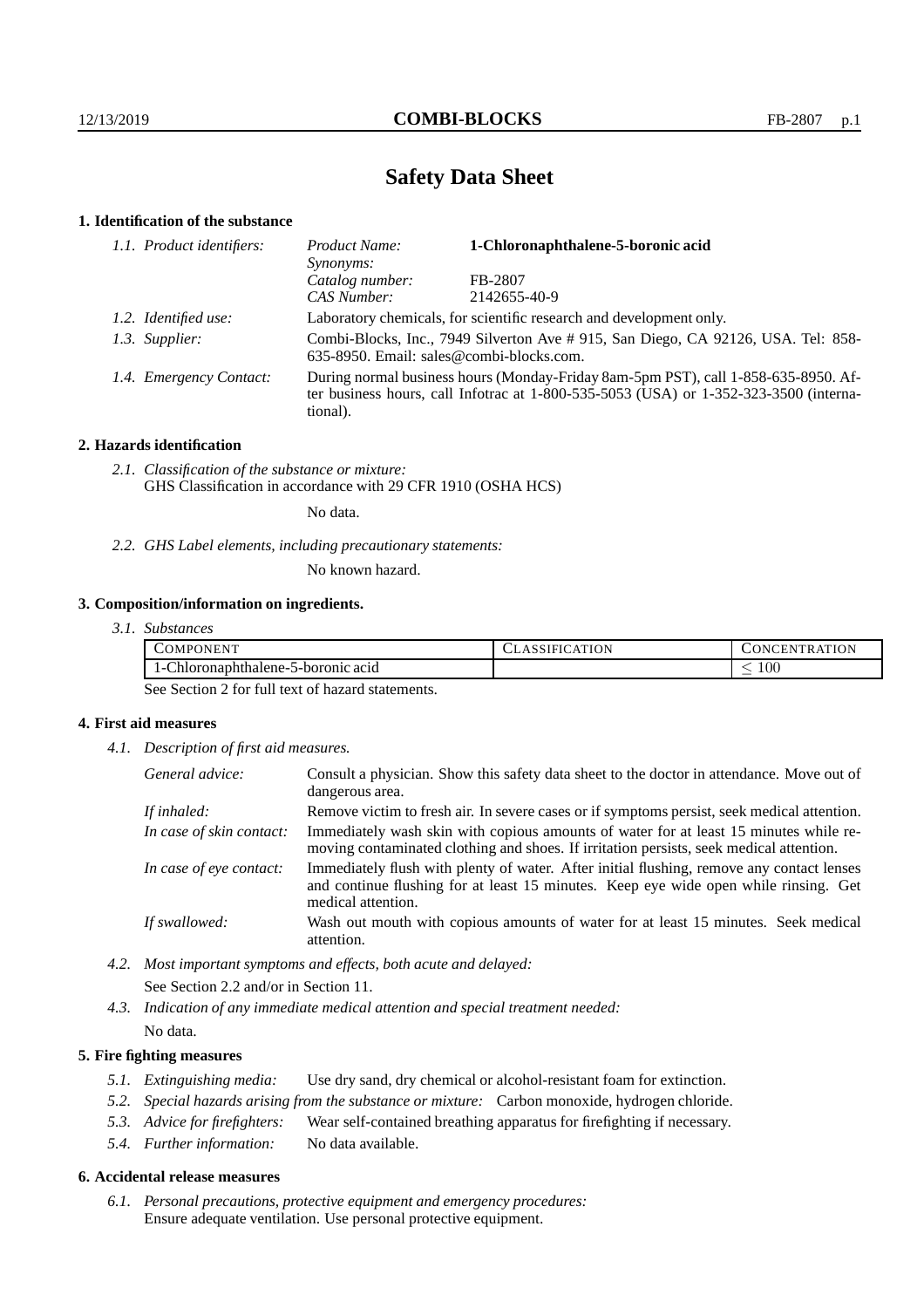# Safety Data Sheet

## 1. Identification of the substance

*1.1. Product identifiers:*

| | |
|---|---|
| *Product Name:* | **1-Chloronaphthalene-5-boronic acid** |
| *Synonyms:* | |
| *Catalog number:* | FB-2807 |
| *CAS Number:* | 2142655-40-9 |

*1.2. Identified use:* Laboratory chemicals, for scientific research and development only.

*1.3. Supplier:* Combi-Blocks, Inc., 7949 Silverton Ave # 915, San Diego, CA 92126, USA. Tel: 858-635-8950. Email: sales@combi-blocks.com.

*1.4. Emergency Contact:* During normal business hours (Monday-Friday 8am-5pm PST), call 1-858-635-8950. After business hours, call Infotrac at 1-800-535-5053 (USA) or 1-352-323-3500 (international).

## 2. Hazards identification

*2.1. Classification of the substance or mixture:*
GHS Classification in accordance with 29 CFR 1910 (OSHA HCS)

No data.

*2.2. GHS Label elements, including precautionary statements:*

No known hazard.

## 3. Composition/information on ingredients.

*3.1. Substances*

| COMPONENT | CLASSIFICATION | CONCENTRATION |
|---|---|---|
| 1-Chloronaphthalene-5-boronic acid | | $\leq 100$ |

See Section 2 for full text of hazard statements.

## 4. First aid measures

*4.1. Description of first aid measures.*

*General advice:* Consult a physician. Show this safety data sheet to the doctor in attendance. Move out of dangerous area.

*If inhaled:* Remove victim to fresh air. In severe cases or if symptoms persist, seek medical attention.

*In case of skin contact:* Immediately wash skin with copious amounts of water for at least 15 minutes while removing contaminated clothing and shoes. If irritation persists, seek medical attention.

*In case of eye contact:* Immediately flush with plenty of water. After initial flushing, remove any contact lenses and continue flushing for at least 15 minutes. Keep eye wide open while rinsing. Get medical attention.

*If swallowed:* Wash out mouth with copious amounts of water for at least 15 minutes. Seek medical attention.

*4.2. Most important symptoms and effects, both acute and delayed:*

See Section 2.2 and/or in Section 11.

*4.3. Indication of any immediate medical attention and special treatment needed:*

No data.

## 5. Fire fighting measures

*5.1. Extinguishing media:* Use dry sand, dry chemical or alcohol-resistant foam for extinction.

*5.2. Special hazards arising from the substance or mixture:* Carbon monoxide, hydrogen chloride.

*5.3. Advice for firefighters:* Wear self-contained breathing apparatus for firefighting if necessary.

*5.4. Further information:* No data available.

## 6. Accidental release measures

*6.1. Personal precautions, protective equipment and emergency procedures:*
Ensure adequate ventilation. Use personal protective equipment.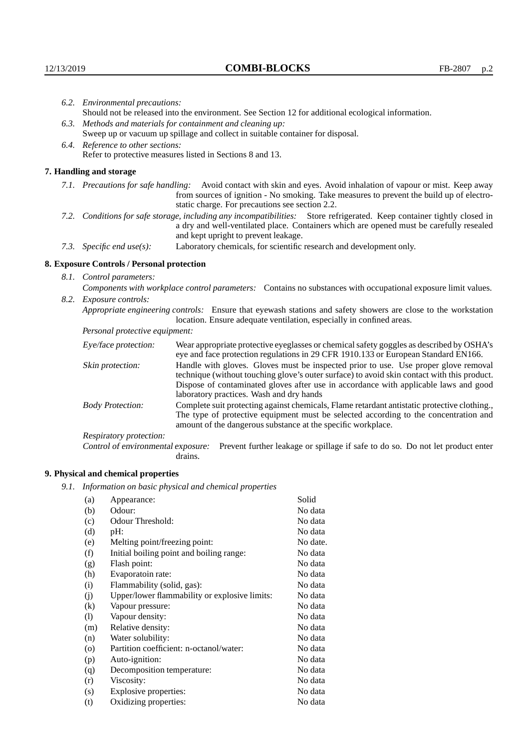*6.2. Environmental precautions:*
Should not be released into the environment. See Section 12 for additional ecological information.

*6.3. Methods and materials for containment and cleaning up:*
Sweep up or vacuum up spillage and collect in suitable container for disposal.

*6.4. Reference to other sections:*
Refer to protective measures listed in Sections 8 and 13.

## 7. Handling and storage

*7.1. Precautions for safe handling:* Avoid contact with skin and eyes. Avoid inhalation of vapour or mist. Keep away from sources of ignition - No smoking. Take measures to prevent the build up of electrostatic charge. For precautions see section 2.2.

*7.2. Conditions for safe storage, including any incompatibilities:* Store refrigerated. Keep container tightly closed in a dry and well-ventilated place. Containers which are opened must be carefully resealed and kept upright to prevent leakage.

*7.3. Specific end use(s):* Laboratory chemicals, for scientific research and development only.

## 8. Exposure Controls / Personal protection

*8.1. Control parameters:*
*Components with workplace control parameters:* Contains no substances with occupational exposure limit values.

*8.2. Exposure controls:*
*Appropriate engineering controls:* Ensure that eyewash stations and safety showers are close to the workstation location. Ensure adequate ventilation, especially in confined areas.

*Personal protective equipment:*

*Eye/face protection:* Wear appropriate protective eyeglasses or chemical safety goggles as described by OSHA's eye and face protection regulations in 29 CFR 1910.133 or European Standard EN166.

*Skin protection:* Handle with gloves. Gloves must be inspected prior to use. Use proper glove removal technique (without touching glove's outer surface) to avoid skin contact with this product. Dispose of contaminated gloves after use in accordance with applicable laws and good laboratory practices. Wash and dry hands

*Body Protection:* Complete suit protecting against chemicals, Flame retardant antistatic protective clothing., The type of protective equipment must be selected according to the concentration and amount of the dangerous substance at the specific workplace.

*Respiratory protection:*

*Control of environmental exposure:* Prevent further leakage or spillage if safe to do so. Do not let product enter drains.

## 9. Physical and chemical properties

*9.1. Information on basic physical and chemical properties*

| | | |
|---|---|---|
| (a) | Appearance: | Solid |
| (b) | Odour: | No data |
| (c) | Odour Threshold: | No data |
| (d) | pH: | No data |
| (e) | Melting point/freezing point: | No date. |
| (f) | Initial boiling point and boiling range: | No data |
| (g) | Flash point: | No data |
| (h) | Evaporatoin rate: | No data |
| (i) | Flammability (solid, gas): | No data |
| (j) | Upper/lower flammability or explosive limits: | No data |
| (k) | Vapour pressure: | No data |
| (l) | Vapour density: | No data |
| (m) | Relative density: | No data |
| (n) | Water solubility: | No data |
| (o) | Partition coefficient: n-octanol/water: | No data |
| (p) | Auto-ignition: | No data |
| (q) | Decomposition temperature: | No data |
| (r) | Viscosity: | No data |
| (s) | Explosive properties: | No data |
| (t) | Oxidizing properties: | No data |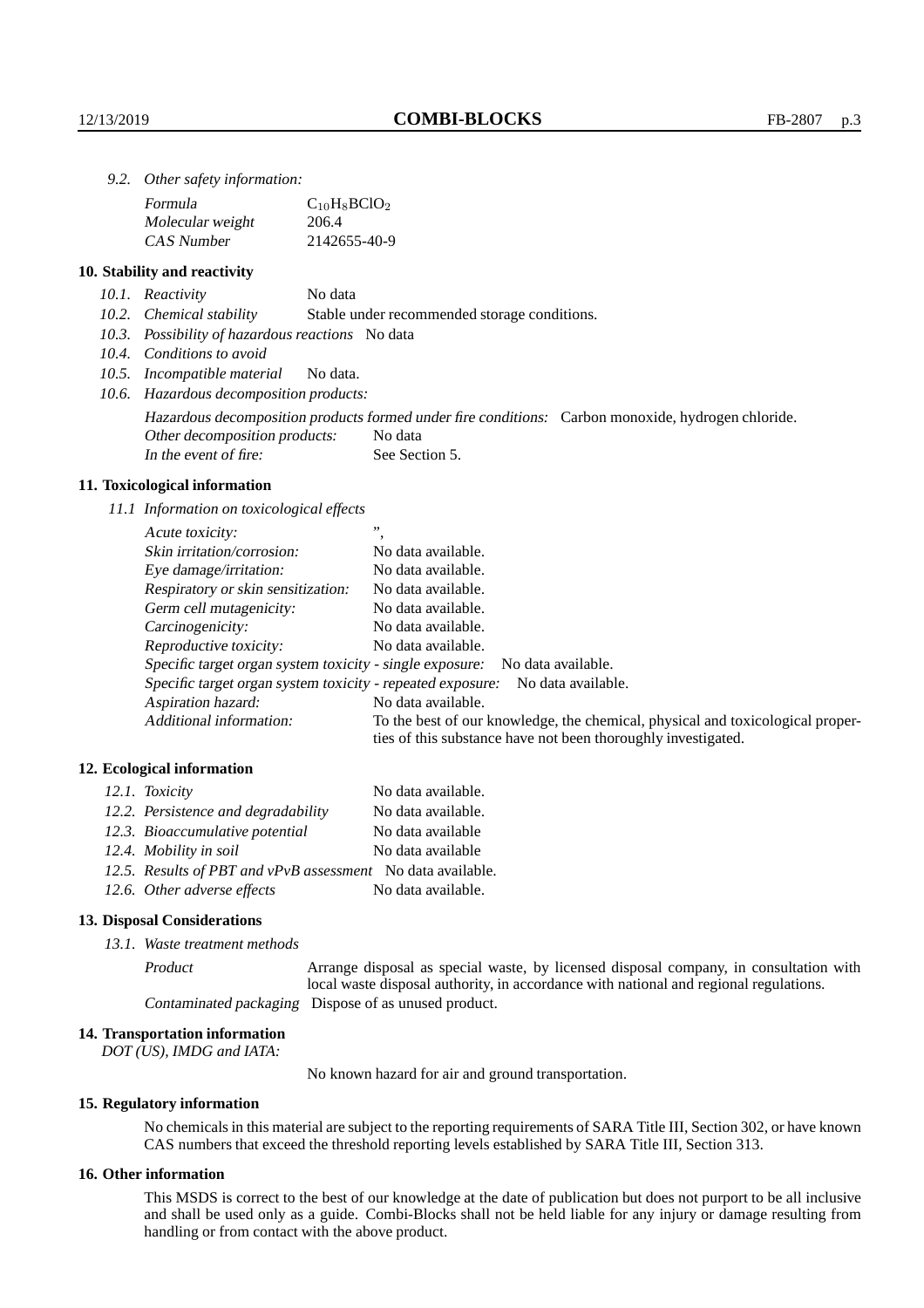*9.2. Other safety information:*

| | |
|---|---|
| *Formula* | $C_{10}H_8BClO_2$ |
| *Molecular weight* | 206.4 |
| *CAS Number* | 2142655-40-9 |

### 10. Stability and reactivity

*10.1. Reactivity* No data

*10.2. Chemical stability* Stable under recommended storage conditions.

*10.3. Possibility of hazardous reactions* No data

*10.4. Conditions to avoid*

*10.5. Incompatible material* No data.

*10.6. Hazardous decomposition products:*

*Hazardous decomposition products formed under fire conditions:* Carbon monoxide, hydrogen chloride.

*Other decomposition products:* No data

*In the event of fire:* See Section 5.

### 11. Toxicological information

*11.1 Information on toxicological effects*

| | |
|---|---|
| *Acute toxicity:* | ", |
| *Skin irritation/corrosion:* | No data available. |
| *Eye damage/irritation:* | No data available. |
| *Respiratory or skin sensitization:* | No data available. |
| *Germ cell mutagenicity:* | No data available. |
| *Carcinogenicity:* | No data available. |
| *Reproductive toxicity:* | No data available. |
| *Specific target organ system toxicity - single exposure:* | No data available. |
| *Specific target organ system toxicity - repeated exposure:* | No data available. |
| *Aspiration hazard:* | No data available. |
| *Additional information:* | To the best of our knowledge, the chemical, physical and toxicological properties of this substance have not been thoroughly investigated. |

### 12. Ecological information

| | |
|---|---|
| *12.1. Toxicity* | No data available. |
| *12.2. Persistence and degradability* | No data available. |
| *12.3. Bioaccumulative potential* | No data available |
| *12.4. Mobility in soil* | No data available |
| *12.5. Results of PBT and vPvB assessment* | No data available. |
| *12.6. Other adverse effects* | No data available. |

### 13. Disposal Considerations

*13.1. Waste treatment methods*

*Product* Arrange disposal as special waste, by licensed disposal company, in consultation with local waste disposal authority, in accordance with national and regional regulations.

*Contaminated packaging* Dispose of as unused product.

### 14. Transportation information

*DOT (US), IMDG and IATA:*

No known hazard for air and ground transportation.

### 15. Regulatory information

No chemicals in this material are subject to the reporting requirements of SARA Title III, Section 302, or have known CAS numbers that exceed the threshold reporting levels established by SARA Title III, Section 313.

### 16. Other information

This MSDS is correct to the best of our knowledge at the date of publication but does not purport to be all inclusive and shall be used only as a guide. Combi-Blocks shall not be held liable for any injury or damage resulting from handling or from contact with the above product.